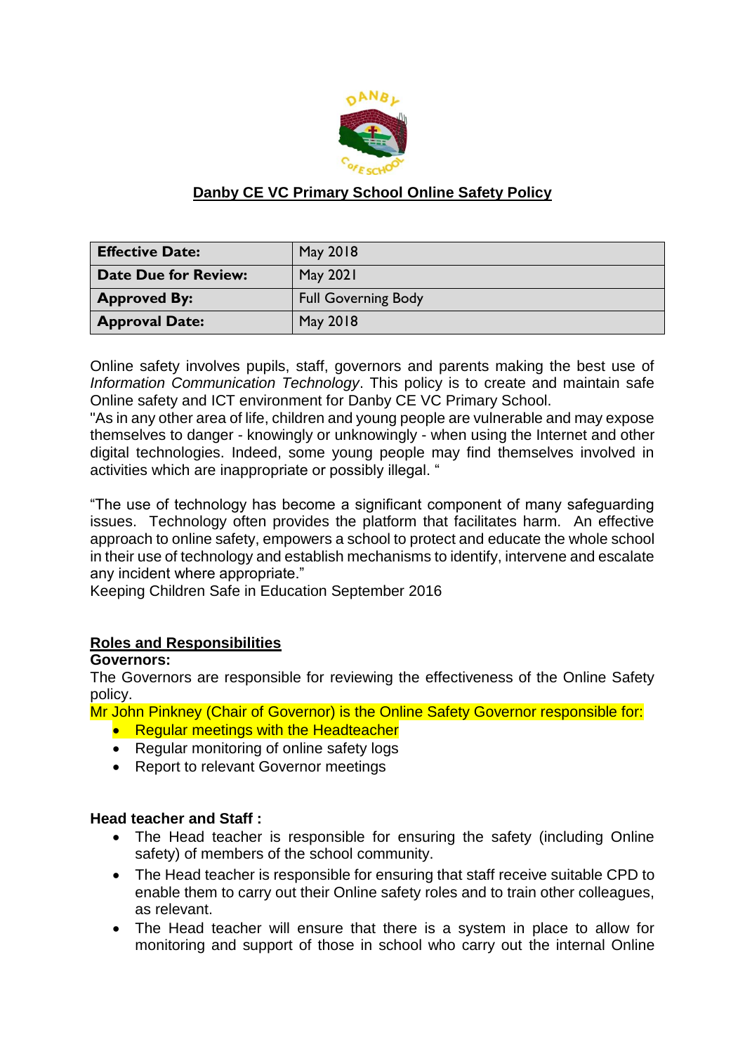# Danby CE VC Primary School Online Safety Policy

| **Effective Date:** | May 2018 |
|---|---|
| **Date Due for Review:** | May 2021 |
| **Approved By:** | Full Governing Body |
| **Approval Date:** | May 2018 |

Online safety involves pupils, staff, governors and parents making the best use of *Information Communication Technology*. This policy is to create and maintain safe Online safety and ICT environment for Danby CE VC Primary School.
"As in any other area of life, children and young people are vulnerable and may expose themselves to danger - knowingly or unknowingly - when using the Internet and other digital technologies. Indeed, some young people may find themselves involved in activities which are inappropriate or possibly illegal. "

"The use of technology has become a significant component of many safeguarding issues. Technology often provides the platform that facilitates harm. An effective approach to online safety, empowers a school to protect and educate the whole school in their use of technology and establish mechanisms to identify, intervene and escalate any incident where appropriate."
Keeping Children Safe in Education September 2016

## Roles and Responsibilities

**Governors:**
The Governors are responsible for reviewing the effectiveness of the Online Safety policy.
Mr John Pinkney (Chair of Governor) is the Online Safety Governor responsible for:

- Regular meetings with the Headteacher
- Regular monitoring of online safety logs
- Report to relevant Governor meetings

**Head teacher and Staff :**

- The Head teacher is responsible for ensuring the safety (including Online safety) of members of the school community.
- The Head teacher is responsible for ensuring that staff receive suitable CPD to enable them to carry out their Online safety roles and to train other colleagues, as relevant.
- The Head teacher will ensure that there is a system in place to allow for monitoring and support of those in school who carry out the internal Online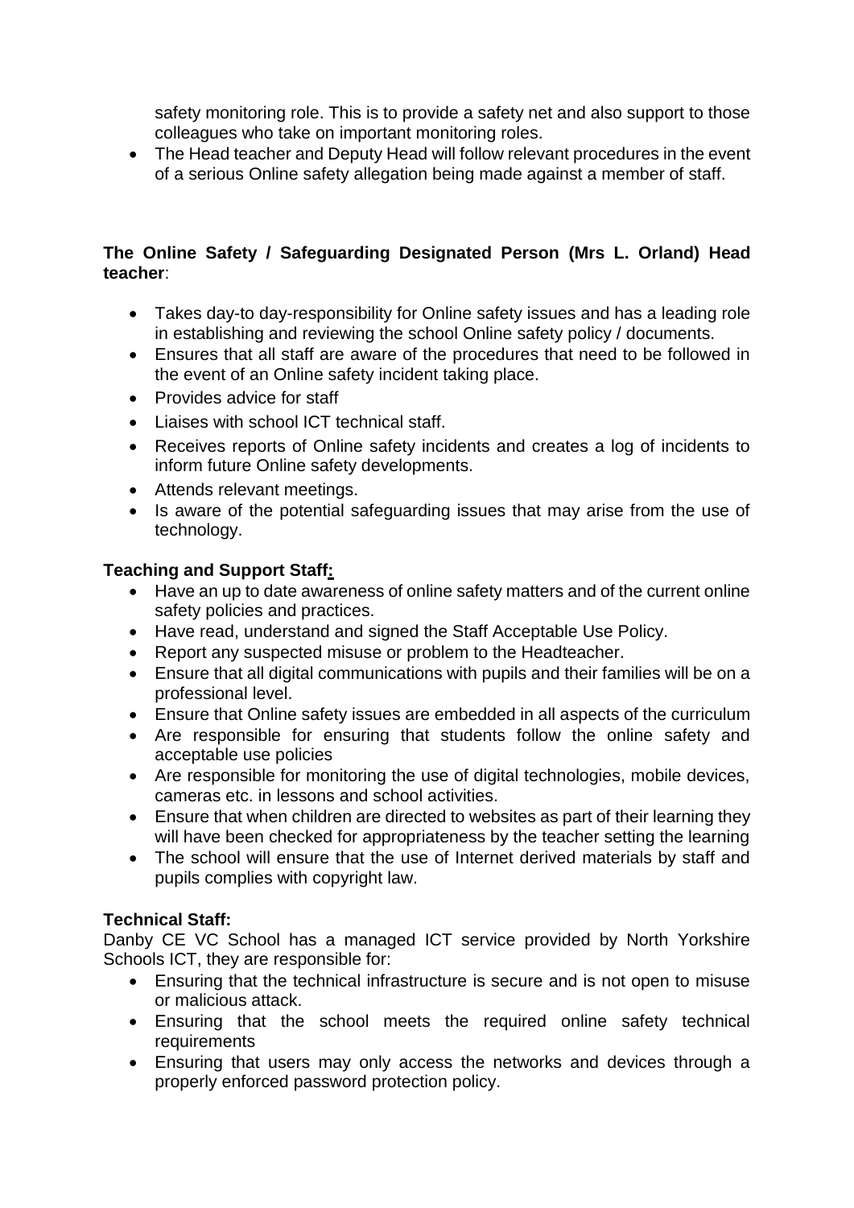safety monitoring role. This is to provide a safety net and also support to those colleagues who take on important monitoring roles.

- The Head teacher and Deputy Head will follow relevant procedures in the event of a serious Online safety allegation being made against a member of staff.

**The Online Safety / Safeguarding Designated Person (Mrs L. Orland) Head teacher**:

- Takes day-to day-responsibility for Online safety issues and has a leading role in establishing and reviewing the school Online safety policy / documents.
- Ensures that all staff are aware of the procedures that need to be followed in the event of an Online safety incident taking place.
- Provides advice for staff
- Liaises with school ICT technical staff.
- Receives reports of Online safety incidents and creates a log of incidents to inform future Online safety developments.
- Attends relevant meetings.
- Is aware of the potential safeguarding issues that may arise from the use of technology.

**Teaching and Support Staff:**

- Have an up to date awareness of online safety matters and of the current online safety policies and practices.
- Have read, understand and signed the Staff Acceptable Use Policy.
- Report any suspected misuse or problem to the Headteacher.
- Ensure that all digital communications with pupils and their families will be on a professional level.
- Ensure that Online safety issues are embedded in all aspects of the curriculum
- Are responsible for ensuring that students follow the online safety and acceptable use policies
- Are responsible for monitoring the use of digital technologies, mobile devices, cameras etc. in lessons and school activities.
- Ensure that when children are directed to websites as part of their learning they will have been checked for appropriateness by the teacher setting the learning
- The school will ensure that the use of Internet derived materials by staff and pupils complies with copyright law.

**Technical Staff:**

Danby CE VC School has a managed ICT service provided by North Yorkshire Schools ICT, they are responsible for:

- Ensuring that the technical infrastructure is secure and is not open to misuse or malicious attack.
- Ensuring that the school meets the required online safety technical requirements
- Ensuring that users may only access the networks and devices through a properly enforced password protection policy.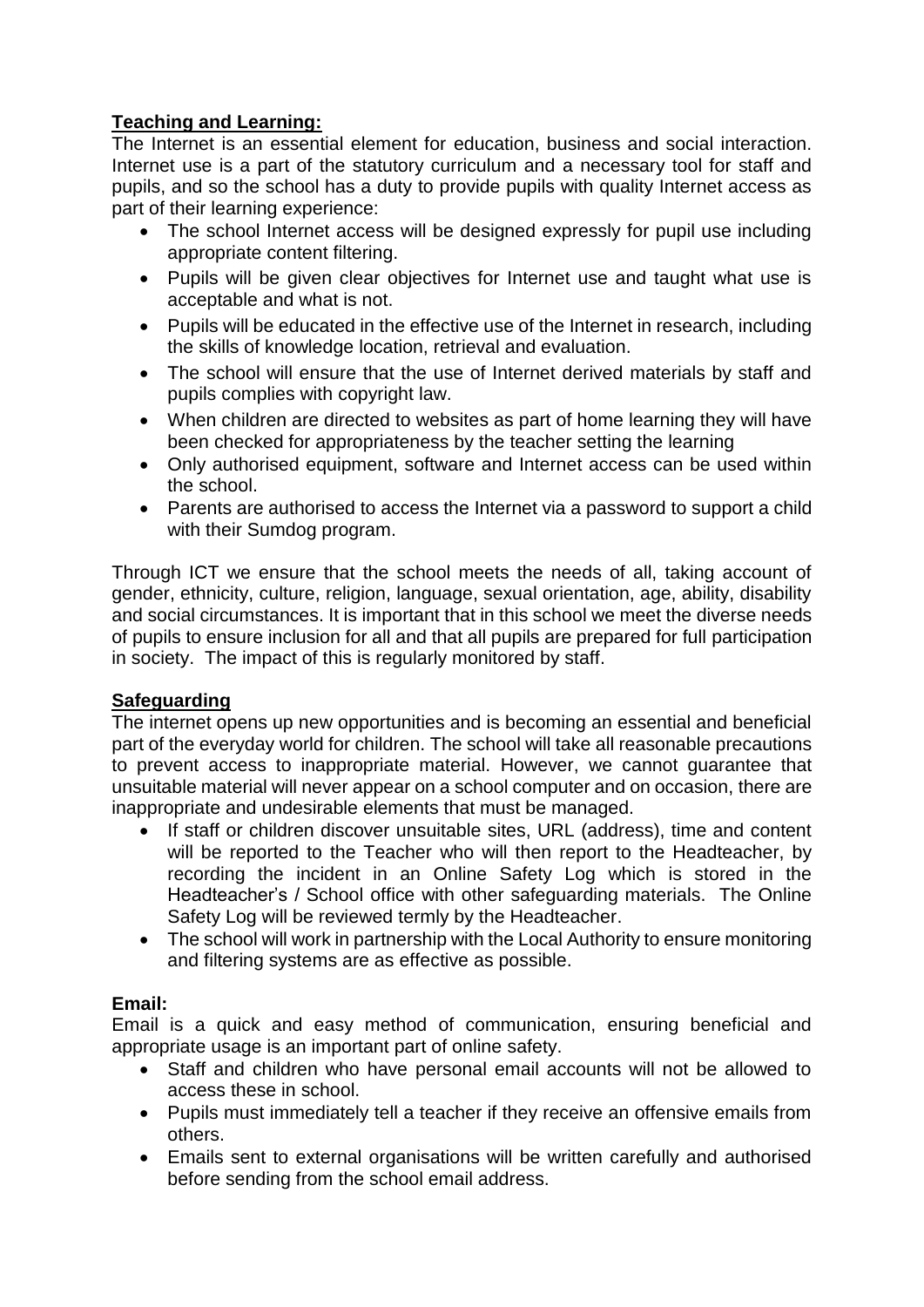**Teaching and Learning:**

The Internet is an essential element for education, business and social interaction. Internet use is a part of the statutory curriculum and a necessary tool for staff and pupils, and so the school has a duty to provide pupils with quality Internet access as part of their learning experience:

- The school Internet access will be designed expressly for pupil use including appropriate content filtering.
- Pupils will be given clear objectives for Internet use and taught what use is acceptable and what is not.
- Pupils will be educated in the effective use of the Internet in research, including the skills of knowledge location, retrieval and evaluation.
- The school will ensure that the use of Internet derived materials by staff and pupils complies with copyright law.
- When children are directed to websites as part of home learning they will have been checked for appropriateness by the teacher setting the learning
- Only authorised equipment, software and Internet access can be used within the school.
- Parents are authorised to access the Internet via a password to support a child with their Sumdog program.

Through ICT we ensure that the school meets the needs of all, taking account of gender, ethnicity, culture, religion, language, sexual orientation, age, ability, disability and social circumstances. It is important that in this school we meet the diverse needs of pupils to ensure inclusion for all and that all pupils are prepared for full participation in society. The impact of this is regularly monitored by staff.

**Safeguarding**

The internet opens up new opportunities and is becoming an essential and beneficial part of the everyday world for children. The school will take all reasonable precautions to prevent access to inappropriate material. However, we cannot guarantee that unsuitable material will never appear on a school computer and on occasion, there are inappropriate and undesirable elements that must be managed.

- If staff or children discover unsuitable sites, URL (address), time and content will be reported to the Teacher who will then report to the Headteacher, by recording the incident in an Online Safety Log which is stored in the Headteacher's / School office with other safeguarding materials. The Online Safety Log will be reviewed termly by the Headteacher.
- The school will work in partnership with the Local Authority to ensure monitoring and filtering systems are as effective as possible.

**Email:**

Email is a quick and easy method of communication, ensuring beneficial and appropriate usage is an important part of online safety.

- Staff and children who have personal email accounts will not be allowed to access these in school.
- Pupils must immediately tell a teacher if they receive an offensive emails from others.
- Emails sent to external organisations will be written carefully and authorised before sending from the school email address.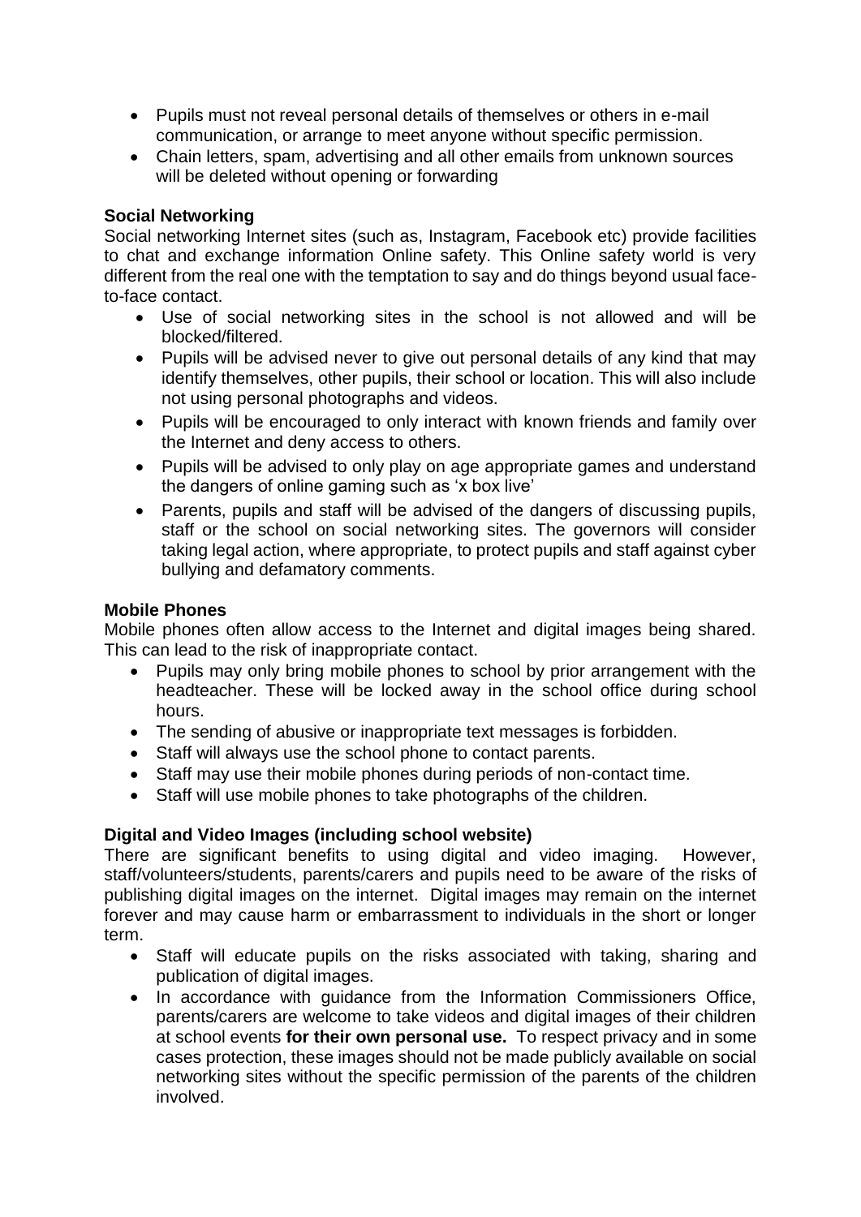- Pupils must not reveal personal details of themselves or others in e-mail communication, or arrange to meet anyone without specific permission.
- Chain letters, spam, advertising and all other emails from unknown sources will be deleted without opening or forwarding

**Social Networking**

Social networking Internet sites (such as, Instagram, Facebook etc) provide facilities to chat and exchange information Online safety. This Online safety world is very different from the real one with the temptation to say and do things beyond usual face-to-face contact.

- Use of social networking sites in the school is not allowed and will be blocked/filtered.
- Pupils will be advised never to give out personal details of any kind that may identify themselves, other pupils, their school or location. This will also include not using personal photographs and videos.
- Pupils will be encouraged to only interact with known friends and family over the Internet and deny access to others.
- Pupils will be advised to only play on age appropriate games and understand the dangers of online gaming such as 'x box live'
- Parents, pupils and staff will be advised of the dangers of discussing pupils, staff or the school on social networking sites. The governors will consider taking legal action, where appropriate, to protect pupils and staff against cyber bullying and defamatory comments.

**Mobile Phones**

Mobile phones often allow access to the Internet and digital images being shared. This can lead to the risk of inappropriate contact.

- Pupils may only bring mobile phones to school by prior arrangement with the headteacher. These will be locked away in the school office during school hours.
- The sending of abusive or inappropriate text messages is forbidden.
- Staff will always use the school phone to contact parents.
- Staff may use their mobile phones during periods of non-contact time.
- Staff will use mobile phones to take photographs of the children.

**Digital and Video Images (including school website)**

There are significant benefits to using digital and video imaging. However, staff/volunteers/students, parents/carers and pupils need to be aware of the risks of publishing digital images on the internet. Digital images may remain on the internet forever and may cause harm or embarrassment to individuals in the short or longer term.

- Staff will educate pupils on the risks associated with taking, sharing and publication of digital images.
- In accordance with guidance from the Information Commissioners Office, parents/carers are welcome to take videos and digital images of their children at school events **for their own personal use.** To respect privacy and in some cases protection, these images should not be made publicly available on social networking sites without the specific permission of the parents of the children involved.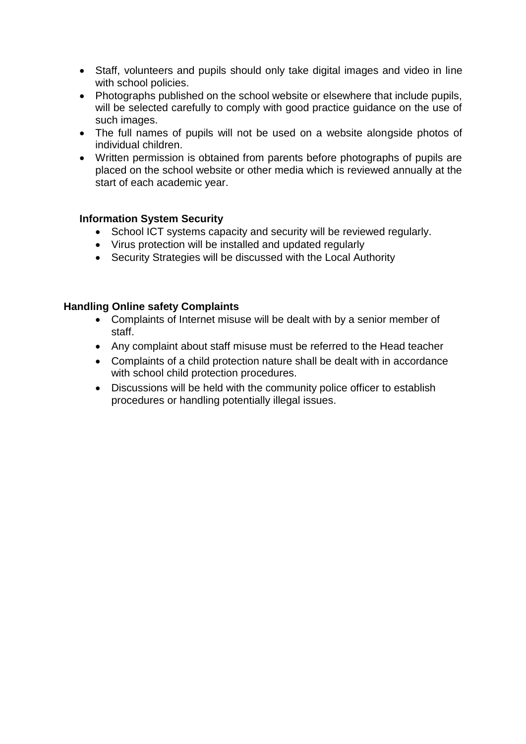- Staff, volunteers and pupils should only take digital images and video in line with school policies.
- Photographs published on the school website or elsewhere that include pupils, will be selected carefully to comply with good practice guidance on the use of such images.
- The full names of pupils will not be used on a website alongside photos of individual children.
- Written permission is obtained from parents before photographs of pupils are placed on the school website or other media which is reviewed annually at the start of each academic year.

**Information System Security**

- School ICT systems capacity and security will be reviewed regularly.
- Virus protection will be installed and updated regularly
- Security Strategies will be discussed with the Local Authority

**Handling Online safety Complaints**

- Complaints of Internet misuse will be dealt with by a senior member of staff.
- Any complaint about staff misuse must be referred to the Head teacher
- Complaints of a child protection nature shall be dealt with in accordance with school child protection procedures.
- Discussions will be held with the community police officer to establish procedures or handling potentially illegal issues.